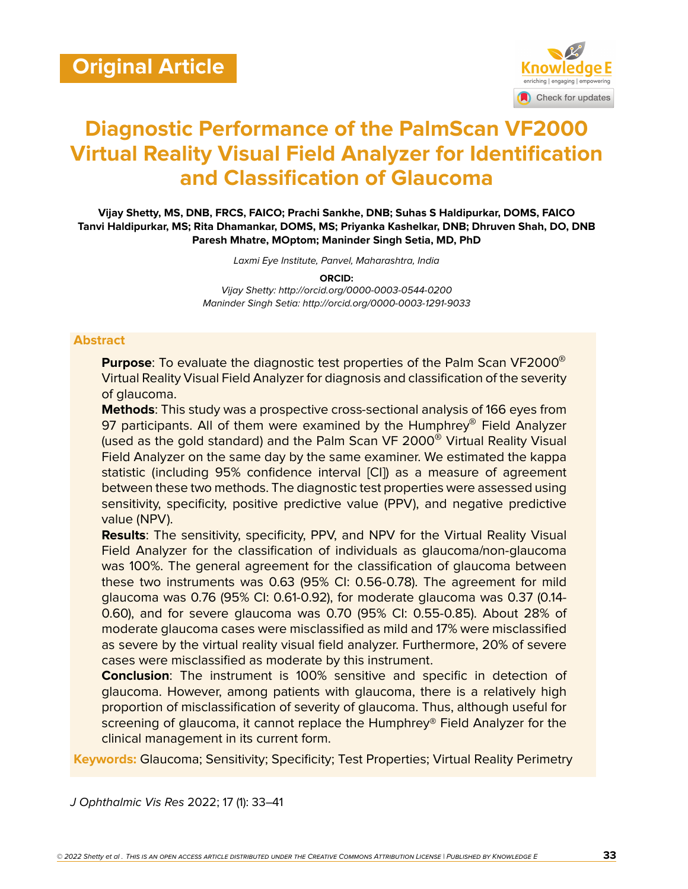Original Article

# Diagnostic Performance of the PalmScan VF2000 Virtual Reality Visual Field Analyzer for Identification and Classification of Glaucoma

**Vijay Shetty, MS, DNB, FRCS, FAICO; Prachi Sankhe, DNB; Suhas S Haldipurkar, DOMS, FAICO Tanvi Haldipurkar, MS; Rita Dhamankar, DOMS, MS; Priyanka Kashelkar, DNB; Dhruven Shah, DO, DNB Paresh Mhatre, MOptom; Maninder Singh Setia, MD, PhD**

*Laxmi Eye Institute, Panvel, Maharashtra, India*

**ORCID:**

*Vijay Shetty: http://orcid.org/0000-0003-0544-0200*

*Maninder Singh Setia: http://orcid.org/0000-0003-1291-9033*

## Abstract

**Purpose**: To evaluate the diagnostic test properties of the Palm Scan VF2000® Virtual Reality Visual Field Analyzer for diagnosis and classification of the severity of glaucoma.

**Methods**: This study was a prospective cross-sectional analysis of 166 eyes from 97 participants. All of them were examined by the Humphrey® Field Analyzer (used as the gold standard) and the Palm Scan VF 2000® Virtual Reality Visual Field Analyzer on the same day by the same examiner. We estimated the kappa statistic (including 95% confidence interval [CI]) as a measure of agreement between these two methods. The diagnostic test properties were assessed using sensitivity, specificity, positive predictive value (PPV), and negative predictive value (NPV).

**Results**: The sensitivity, specificity, PPV, and NPV for the Virtual Reality Visual Field Analyzer for the classification of individuals as glaucoma/non-glaucoma was 100%. The general agreement for the classification of glaucoma between these two instruments was 0.63 (95% CI: 0.56-0.78). The agreement for mild glaucoma was 0.76 (95% CI: 0.61-0.92), for moderate glaucoma was 0.37 (0.14-0.60), and for severe glaucoma was 0.70 (95% CI: 0.55-0.85). About 28% of moderate glaucoma cases were misclassified as mild and 17% were misclassified as severe by the virtual reality visual field analyzer. Furthermore, 20% of severe cases were misclassified as moderate by this instrument.

**Conclusion**: The instrument is 100% sensitive and specific in detection of glaucoma. However, among patients with glaucoma, there is a relatively high proportion of misclassification of severity of glaucoma. Thus, although useful for screening of glaucoma, it cannot replace the Humphrey® Field Analyzer for the clinical management in its current form.

**Keywords:** Glaucoma; Sensitivity; Specificity; Test Properties; Virtual Reality Perimetry

*J Ophthalmic Vis Res* 2022; 17 (1): 33–41

© 2022 Shetty et al . This is an open access article distributed under the Creative Commons Attribution License | Published by Knowledge E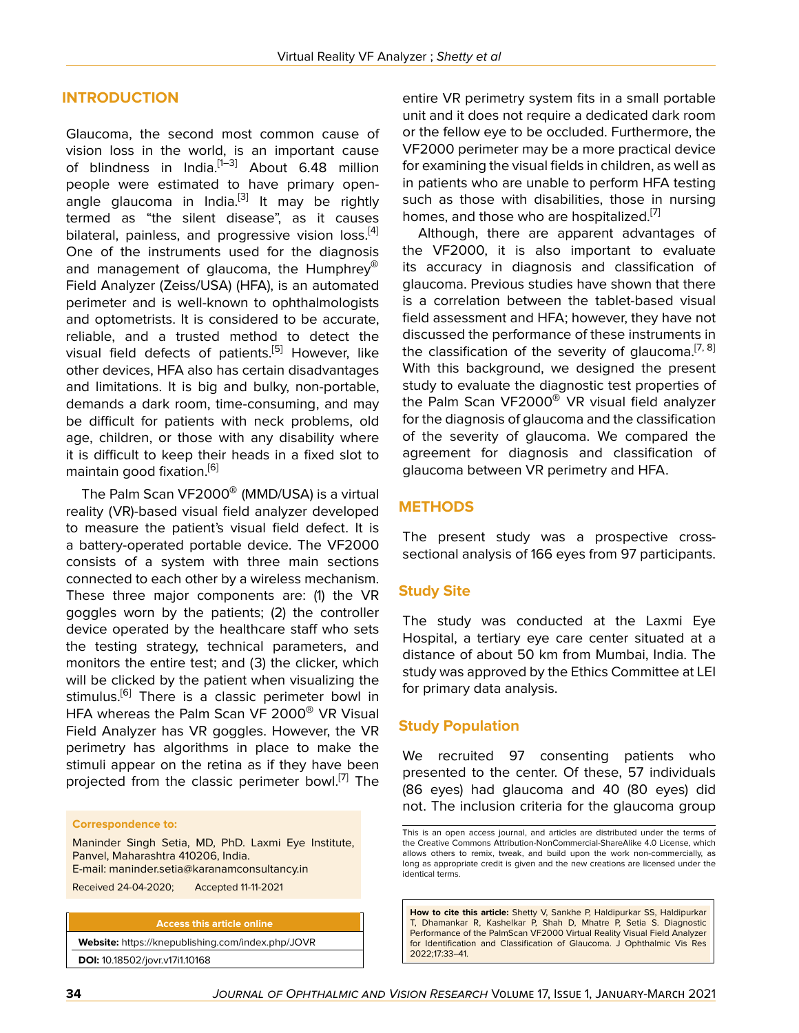## INTRODUCTION

Glaucoma, the second most common cause of vision loss in the world, is an important cause of blindness in India.[1–3] About 6.48 million people were estimated to have primary open-angle glaucoma in India.[3] It may be rightly termed as "the silent disease", as it causes bilateral, painless, and progressive vision loss.[4] One of the instruments used for the diagnosis and management of glaucoma, the Humphrey® Field Analyzer (Zeiss/USA) (HFA), is an automated perimeter and is well-known to ophthalmologists and optometrists. It is considered to be accurate, reliable, and a trusted method to detect the visual field defects of patients.[5] However, like other devices, HFA also has certain disadvantages and limitations. It is big and bulky, non-portable, demands a dark room, time-consuming, and may be difficult for patients with neck problems, old age, children, or those with any disability where it is difficult to keep their heads in a fixed slot to maintain good fixation.[6]

The Palm Scan VF2000® (MMD/USA) is a virtual reality (VR)-based visual field analyzer developed to measure the patient's visual field defect. It is a battery-operated portable device. The VF2000 consists of a system with three main sections connected to each other by a wireless mechanism. These three major components are: (1) the VR goggles worn by the patients; (2) the controller device operated by the healthcare staff who sets the testing strategy, technical parameters, and monitors the entire test; and (3) the clicker, which will be clicked by the patient when visualizing the stimulus.[6] There is a classic perimeter bowl in HFA whereas the Palm Scan VF 2000® VR Visual Field Analyzer has VR goggles. However, the VR perimetry has algorithms in place to make the stimuli appear on the retina as if they have been projected from the classic perimeter bowl.[7] The entire VR perimetry system fits in a small portable unit and it does not require a dedicated dark room or the fellow eye to be occluded. Furthermore, the VF2000 perimeter may be a more practical device for examining the visual fields in children, as well as in patients who are unable to perform HFA testing such as those with disabilities, those in nursing homes, and those who are hospitalized.[7]

Although, there are apparent advantages of the VF2000, it is also important to evaluate its accuracy in diagnosis and classification of glaucoma. Previous studies have shown that there is a correlation between the tablet-based visual field assessment and HFA; however, they have not discussed the performance of these instruments in the classification of the severity of glaucoma.[7, 8] With this background, we designed the present study to evaluate the diagnostic test properties of the Palm Scan VF2000® VR visual field analyzer for the diagnosis of glaucoma and the classification of the severity of glaucoma. We compared the agreement for diagnosis and classification of glaucoma between VR perimetry and HFA.

## METHODS

The present study was a prospective cross-sectional analysis of 166 eyes from 97 participants.

### Study Site

The study was conducted at the Laxmi Eye Hospital, a tertiary eye care center situated at a distance of about 50 km from Mumbai, India. The study was approved by the Ethics Committee at LEI for primary data analysis.

### Study Population

We recruited 97 consenting patients who presented to the center. Of these, 57 individuals (86 eyes) had glaucoma and 40 (80 eyes) did not. The inclusion criteria for the glaucoma group

**Correspondence to:**

Maninder Singh Setia, MD, PhD. Laxmi Eye Institute, Panvel, Maharashtra 410206, India.
E-mail: maninder.setia@karanamconsultancy.in

Received 24-04-2020; Accepted 11-11-2021

**Access this article online**

**Website:** https://knepublishing.com/index.php/JOVR

**DOI:** 10.18502/jovr.v17i1.10168

This is an open access journal, and articles are distributed under the terms of the Creative Commons Attribution-NonCommercial-ShareAlike 4.0 License, which allows others to remix, tweak, and build upon the work non-commercially, as long as appropriate credit is given and the new creations are licensed under the identical terms.

**How to cite this article:** Shetty V, Sankhe P, Haldipurkar SS, Haldipurkar T, Dhamankar R, Kashelkar P, Shah D, Mhatre P, Setia S. Diagnostic Performance of the PalmScan VF2000 Virtual Reality Visual Field Analyzer for Identification and Classification of Glaucoma. J Ophthalmic Vis Res 2022;17:33–41.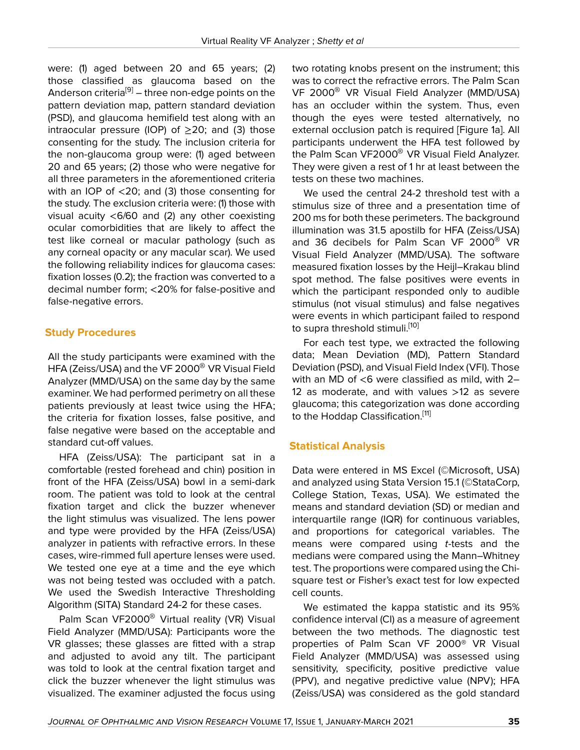were: (1) aged between 20 and 65 years; (2) those classified as glaucoma based on the Anderson criteria[9] – three non-edge points on the pattern deviation map, pattern standard deviation (PSD), and glaucoma hemifield test along with an intraocular pressure (IOP) of ≥20; and (3) those consenting for the study. The inclusion criteria for the non-glaucoma group were: (1) aged between 20 and 65 years; (2) those who were negative for all three parameters in the aforementioned criteria with an IOP of <20; and (3) those consenting for the study. The exclusion criteria were: (1) those with visual acuity <6/60 and (2) any other coexisting ocular comorbidities that are likely to affect the test like corneal or macular pathology (such as any corneal opacity or any macular scar). We used the following reliability indices for glaucoma cases: fixation losses (0.2); the fraction was converted to a decimal number form; <20% for false-positive and false-negative errors.

## Study Procedures

All the study participants were examined with the HFA (Zeiss/USA) and the VF 2000® VR Visual Field Analyzer (MMD/USA) on the same day by the same examiner. We had performed perimetry on all these patients previously at least twice using the HFA; the criteria for fixation losses, false positive, and false negative were based on the acceptable and standard cut-off values.

HFA (Zeiss/USA): The participant sat in a comfortable (rested forehead and chin) position in front of the HFA (Zeiss/USA) bowl in a semi-dark room. The patient was told to look at the central fixation target and click the buzzer whenever the light stimulus was visualized. The lens power and type were provided by the HFA (Zeiss/USA) analyzer in patients with refractive errors. In these cases, wire-rimmed full aperture lenses were used. We tested one eye at a time and the eye which was not being tested was occluded with a patch. We used the Swedish Interactive Thresholding Algorithm (SITA) Standard 24-2 for these cases.

Palm Scan VF2000® Virtual reality (VR) Visual Field Analyzer (MMD/USA): Participants wore the VR glasses; these glasses are fitted with a strap and adjusted to avoid any tilt. The participant was told to look at the central fixation target and click the buzzer whenever the light stimulus was visualized. The examiner adjusted the focus using two rotating knobs present on the instrument; this was to correct the refractive errors. The Palm Scan VF 2000® VR Visual Field Analyzer (MMD/USA) has an occluder within the system. Thus, even though the eyes were tested alternatively, no external occlusion patch is required [Figure 1a]. All participants underwent the HFA test followed by the Palm Scan VF2000® VR Visual Field Analyzer. They were given a rest of 1 hr at least between the tests on these two machines.

We used the central 24-2 threshold test with a stimulus size of three and a presentation time of 200 ms for both these perimeters. The background illumination was 31.5 apostilb for HFA (Zeiss/USA) and 36 decibels for Palm Scan VF 2000® VR Visual Field Analyzer (MMD/USA). The software measured fixation losses by the Heijl–Krakau blind spot method. The false positives were events in which the participant responded only to audible stimulus (not visual stimulus) and false negatives were events in which participant failed to respond to supra threshold stimuli.[10]

For each test type, we extracted the following data; Mean Deviation (MD), Pattern Standard Deviation (PSD), and Visual Field Index (VFI). Those with an MD of <6 were classified as mild, with 2–12 as moderate, and with values >12 as severe glaucoma; this categorization was done according to the Hoddap Classification.[11]

## Statistical Analysis

Data were entered in MS Excel (©Microsoft, USA) and analyzed using Stata Version 15.1 (©StataCorp, College Station, Texas, USA). We estimated the means and standard deviation (SD) or median and interquartile range (IQR) for continuous variables, and proportions for categorical variables. The means were compared using *t*-tests and the medians were compared using the Mann–Whitney test. The proportions were compared using the Chi-square test or Fisher's exact test for low expected cell counts.

We estimated the kappa statistic and its 95% confidence interval (CI) as a measure of agreement between the two methods. The diagnostic test properties of Palm Scan VF 2000® VR Visual Field Analyzer (MMD/USA) was assessed using sensitivity, specificity, positive predictive value (PPV), and negative predictive value (NPV); HFA (Zeiss/USA) was considered as the gold standard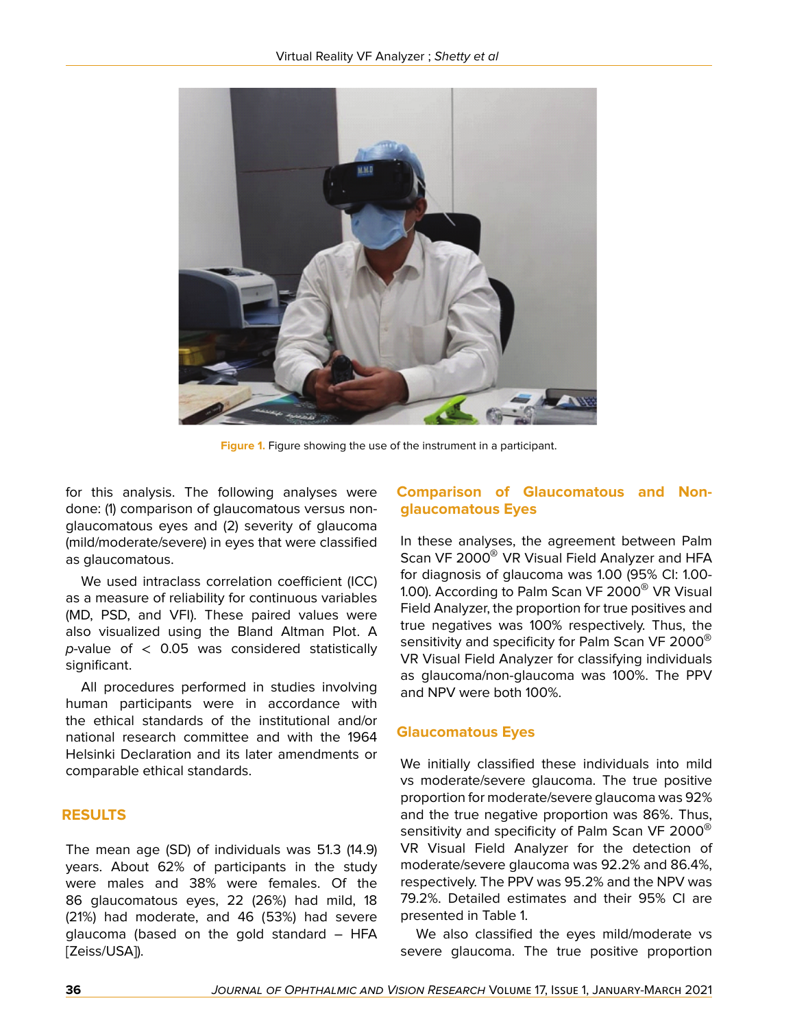Figure 1. Figure showing the use of the instrument in a participant.

for this analysis. The following analyses were done: (1) comparison of glaucomatous versus non-glaucomatous eyes and (2) severity of glaucoma (mild/moderate/severe) in eyes that were classified as glaucomatous.

We used intraclass correlation coefficient (ICC) as a measure of reliability for continuous variables (MD, PSD, and VFI). These paired values were also visualized using the Bland Altman Plot. A *p*-value of < 0.05 was considered statistically significant.

All procedures performed in studies involving human participants were in accordance with the ethical standards of the institutional and/or national research committee and with the 1964 Helsinki Declaration and its later amendments or comparable ethical standards.

## RESULTS

The mean age (SD) of individuals was 51.3 (14.9) years. About 62% of participants in the study were males and 38% were females. Of the 86 glaucomatous eyes, 22 (26%) had mild, 18 (21%) had moderate, and 46 (53%) had severe glaucoma (based on the gold standard – HFA [Zeiss/USA]).

### Comparison of Glaucomatous and Non-glaucomatous Eyes

In these analyses, the agreement between Palm Scan VF 2000® VR Visual Field Analyzer and HFA for diagnosis of glaucoma was 1.00 (95% CI: 1.00-1.00). According to Palm Scan VF 2000® VR Visual Field Analyzer, the proportion for true positives and true negatives was 100% respectively. Thus, the sensitivity and specificity for Palm Scan VF 2000® VR Visual Field Analyzer for classifying individuals as glaucoma/non-glaucoma was 100%. The PPV and NPV were both 100%.

### Glaucomatous Eyes

We initially classified these individuals into mild vs moderate/severe glaucoma. The true positive proportion for moderate/severe glaucoma was 92% and the true negative proportion was 86%. Thus, sensitivity and specificity of Palm Scan VF 2000® VR Visual Field Analyzer for the detection of moderate/severe glaucoma was 92.2% and 86.4%, respectively. The PPV was 95.2% and the NPV was 79.2%. Detailed estimates and their 95% CI are presented in Table 1.

We also classified the eyes mild/moderate vs severe glaucoma. The true positive proportion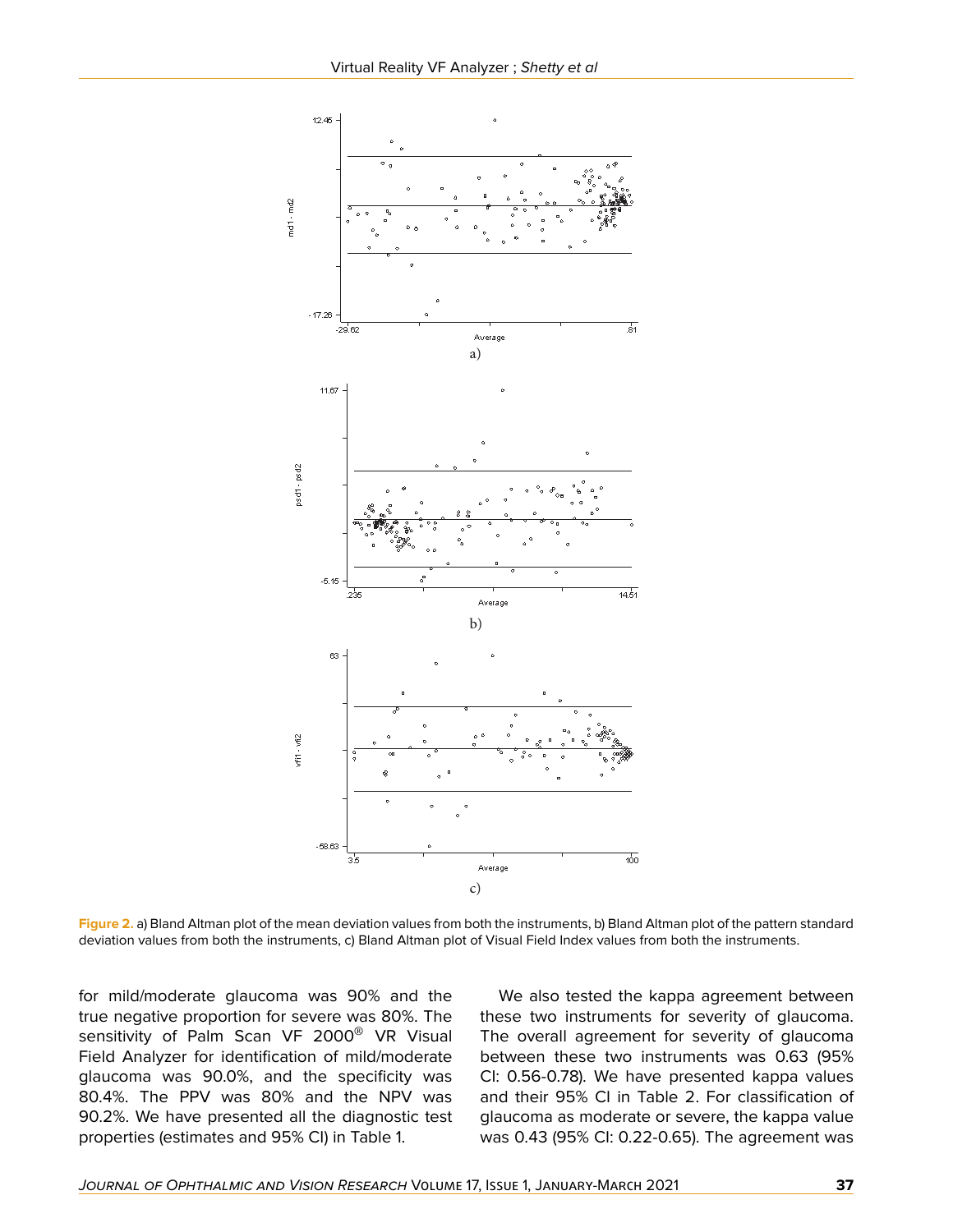Figure 2. a) Bland Altman plot of the mean deviation values from both the instruments, b) Bland Altman plot of the pattern standard deviation values from both the instruments, c) Bland Altman plot of Visual Field Index values from both the instruments.

for mild/moderate glaucoma was 90% and the true negative proportion for severe was 80%. The sensitivity of Palm Scan VF 2000® VR Visual Field Analyzer for identification of mild/moderate glaucoma was 90.0%, and the specificity was 80.4%. The PPV was 80% and the NPV was 90.2%. We have presented all the diagnostic test properties (estimates and 95% CI) in Table 1.

We also tested the kappa agreement between these two instruments for severity of glaucoma. The overall agreement for severity of glaucoma between these two instruments was 0.63 (95% CI: 0.56-0.78). We have presented kappa values and their 95% CI in Table 2. For classification of glaucoma as moderate or severe, the kappa value was 0.43 (95% CI: 0.22-0.65). The agreement was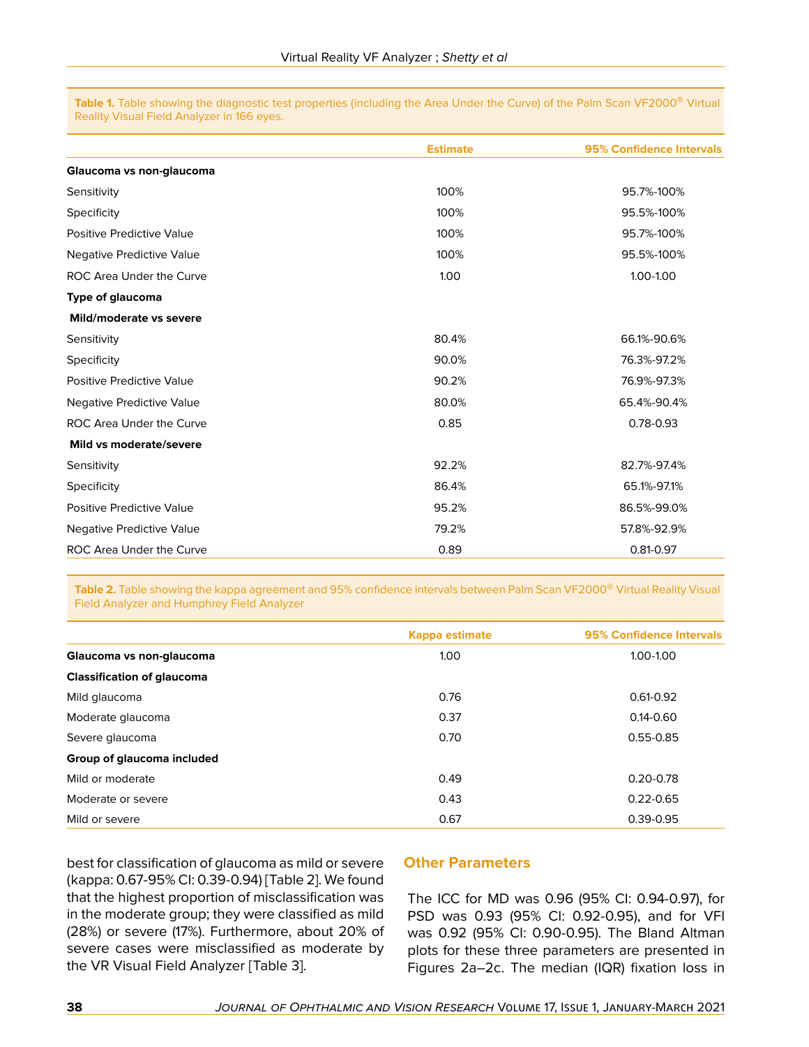**Table 1.** Table showing the diagnostic test properties (including the Area Under the Curve) of the Palm Scan VF2000® Virtual Reality Visual Field Analyzer in 166 eyes.

| | Estimate | 95% Confidence Intervals |
|---|---|---|
| **Glaucoma vs non-glaucoma** | | |
| Sensitivity | 100% | 95.7%-100% |
| Specificity | 100% | 95.5%-100% |
| Positive Predictive Value | 100% | 95.7%-100% |
| Negative Predictive Value | 100% | 95.5%-100% |
| ROC Area Under the Curve | 1.00 | 1.00-1.00 |
| **Type of glaucoma** | | |
| **Mild/moderate vs severe** | | |
| Sensitivity | 80.4% | 66.1%-90.6% |
| Specificity | 90.0% | 76.3%-97.2% |
| Positive Predictive Value | 90.2% | 76.9%-97.3% |
| Negative Predictive Value | 80.0% | 65.4%-90.4% |
| ROC Area Under the Curve | 0.85 | 0.78-0.93 |
| **Mild vs moderate/severe** | | |
| Sensitivity | 92.2% | 82.7%-97.4% |
| Specificity | 86.4% | 65.1%-97.1% |
| Positive Predictive Value | 95.2% | 86.5%-99.0% |
| Negative Predictive Value | 79.2% | 57.8%-92.9% |
| ROC Area Under the Curve | 0.89 | 0.81-0.97 |

**Table 2.** Table showing the kappa agreement and 95% confidence intervals between Palm Scan VF2000® Virtual Reality Visual Field Analyzer and Humphrey Field Analyzer

| | Kappa estimate | 95% Confidence Intervals |
|---|---|---|
| **Glaucoma vs non-glaucoma** | 1.00 | 1.00-1.00 |
| **Classification of glaucoma** | | |
| Mild glaucoma | 0.76 | 0.61-0.92 |
| Moderate glaucoma | 0.37 | 0.14-0.60 |
| Severe glaucoma | 0.70 | 0.55-0.85 |
| **Group of glaucoma included** | | |
| Mild or moderate | 0.49 | 0.20-0.78 |
| Moderate or severe | 0.43 | 0.22-0.65 |
| Mild or severe | 0.67 | 0.39-0.95 |

best for classification of glaucoma as mild or severe (kappa: 0.67-95% CI: 0.39-0.94) [Table 2]. We found that the highest proportion of misclassification was in the moderate group; they were classified as mild (28%) or severe (17%). Furthermore, about 20% of severe cases were misclassified as moderate by the VR Visual Field Analyzer [Table 3].

## Other Parameters

The ICC for MD was 0.96 (95% CI: 0.94-0.97), for PSD was 0.93 (95% CI: 0.92-0.95), and for VFI was 0.92 (95% CI: 0.90-0.95). The Bland Altman plots for these three parameters are presented in Figures 2a–2c. The median (IQR) fixation loss in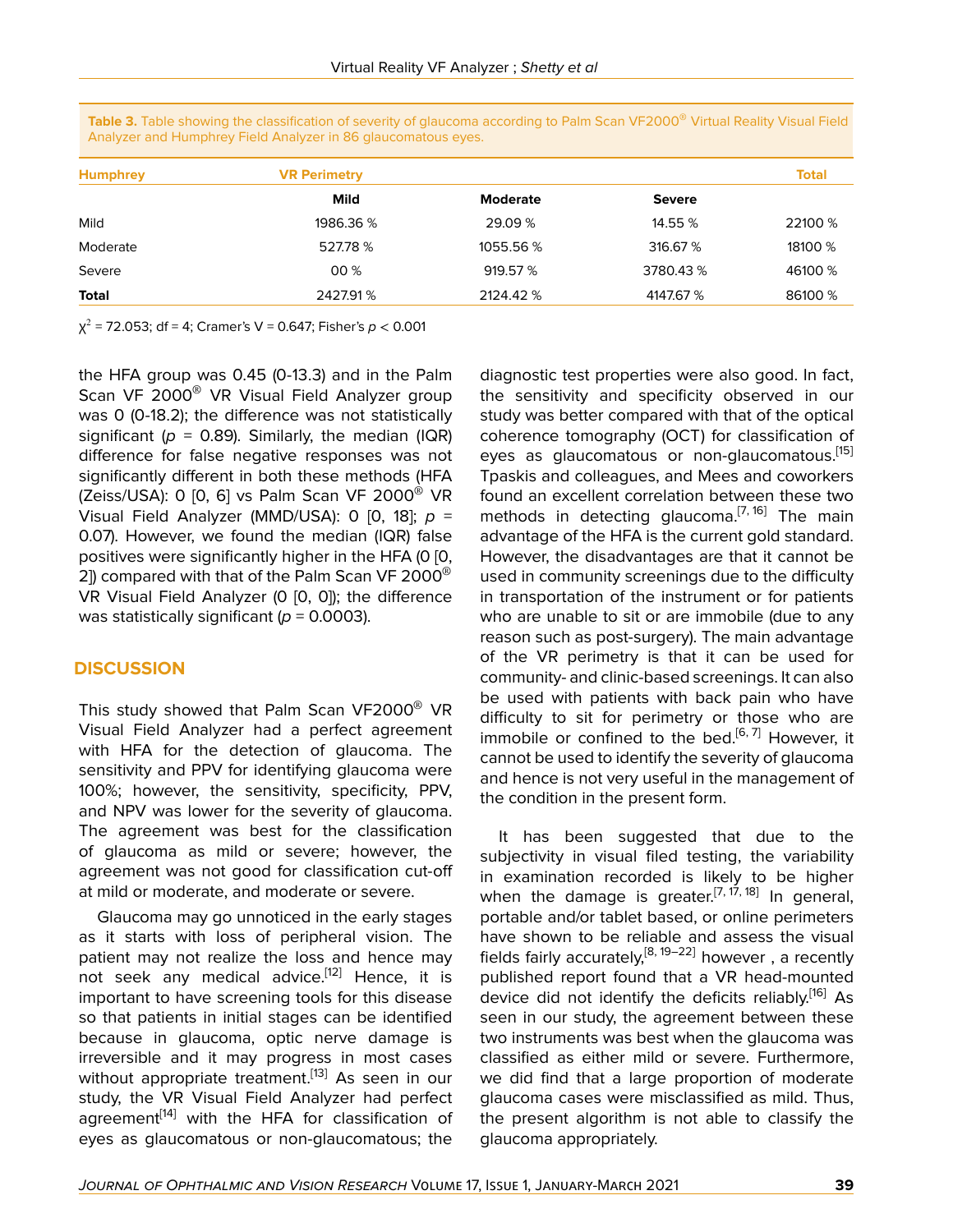**Table 3.** Table showing the classification of severity of glaucoma according to Palm Scan VF2000® Virtual Reality Visual Field Analyzer and Humphrey Field Analyzer in 86 glaucomatous eyes.

| Humphrey | VR Perimetry | | | Total |
|---|---|---|---|---|
| | Mild | Moderate | Severe | |
| Mild | 1986.36 % | 29.09 % | 14.55 % | 22100 % |
| Moderate | 527.78 % | 1055.56 % | 316.67 % | 18100 % |
| Severe | 00 % | 919.57 % | 3780.43 % | 46100 % |
| **Total** | 2427.91 % | 2124.42 % | 4147.67 % | 86100 % |

$\chi^2 = 72.053$; df = 4; Cramer's V = 0.647; Fisher's $p < 0.001$

the HFA group was 0.45 (0-13.3) and in the Palm Scan VF 2000® VR Visual Field Analyzer group was 0 (0-18.2); the difference was not statistically significant ($p = 0.89$). Similarly, the median (IQR) difference for false negative responses was not significantly different in both these methods (HFA (Zeiss/USA): 0 [0, 6] vs Palm Scan VF 2000® VR Visual Field Analyzer (MMD/USA): 0 [0, 18]; $p = 0.07$). However, we found the median (IQR) false positives were significantly higher in the HFA (0 [0, 2]) compared with that of the Palm Scan VF 2000® VR Visual Field Analyzer (0 [0, 0]); the difference was statistically significant ($p = 0.0003$).

## DISCUSSION

This study showed that Palm Scan VF2000® VR Visual Field Analyzer had a perfect agreement with HFA for the detection of glaucoma. The sensitivity and PPV for identifying glaucoma were 100%; however, the sensitivity, specificity, PPV, and NPV was lower for the severity of glaucoma. The agreement was best for the classification of glaucoma as mild or severe; however, the agreement was not good for classification cut-off at mild or moderate, and moderate or severe.

Glaucoma may go unnoticed in the early stages as it starts with loss of peripheral vision. The patient may not realize the loss and hence may not seek any medical advice.[12] Hence, it is important to have screening tools for this disease so that patients in initial stages can be identified because in glaucoma, optic nerve damage is irreversible and it may progress in most cases without appropriate treatment.[13] As seen in our study, the VR Visual Field Analyzer had perfect agreement[14] with the HFA for classification of eyes as glaucomatous or non-glaucomatous; the diagnostic test properties were also good. In fact, the sensitivity and specificity observed in our study was better compared with that of the optical coherence tomography (OCT) for classification of eyes as glaucomatous or non-glaucomatous.[15] Tpaskis and colleagues, and Mees and coworkers found an excellent correlation between these two methods in detecting glaucoma.[7, 16] The main advantage of the HFA is the current gold standard. However, the disadvantages are that it cannot be used in community screenings due to the difficulty in transportation of the instrument or for patients who are unable to sit or are immobile (due to any reason such as post-surgery). The main advantage of the VR perimetry is that it can be used for community- and clinic-based screenings. It can also be used with patients with back pain who have difficulty to sit for perimetry or those who are immobile or confined to the bed.[6, 7] However, it cannot be used to identify the severity of glaucoma and hence is not very useful in the management of the condition in the present form.

It has been suggested that due to the subjectivity in visual filed testing, the variability in examination recorded is likely to be higher when the damage is greater.[7, 17, 18] In general, portable and/or tablet based, or online perimeters have shown to be reliable and assess the visual fields fairly accurately,[8, 19–22] however , a recently published report found that a VR head-mounted device did not identify the deficits reliably.[16] As seen in our study, the agreement between these two instruments was best when the glaucoma was classified as either mild or severe. Furthermore, we did find that a large proportion of moderate glaucoma cases were misclassified as mild. Thus, the present algorithm is not able to classify the glaucoma appropriately.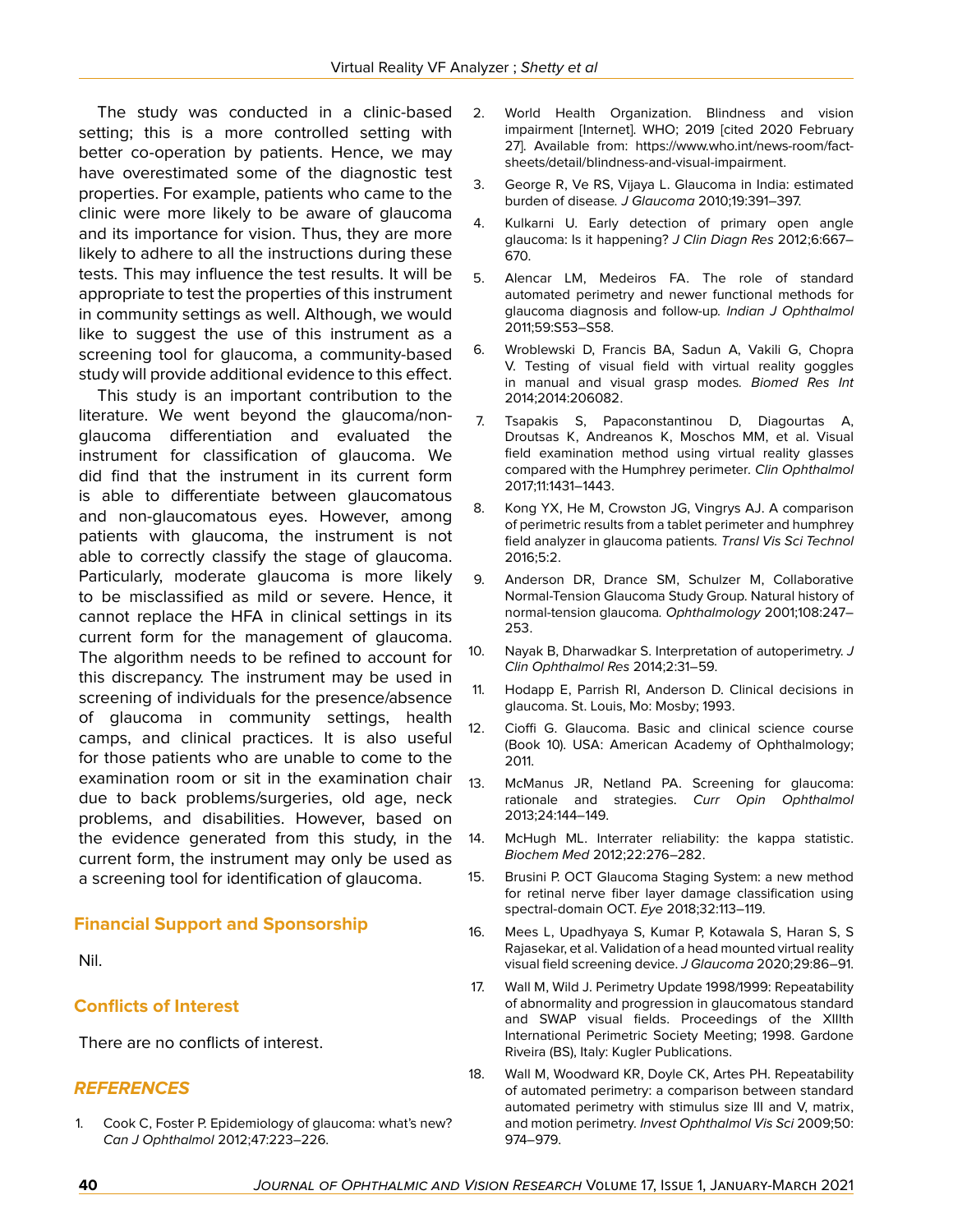The study was conducted in a clinic-based setting; this is a more controlled setting with better co-operation by patients. Hence, we may have overestimated some of the diagnostic test properties. For example, patients who came to the clinic were more likely to be aware of glaucoma and its importance for vision. Thus, they are more likely to adhere to all the instructions during these tests. This may influence the test results. It will be appropriate to test the properties of this instrument in community settings as well. Although, we would like to suggest the use of this instrument as a screening tool for glaucoma, a community-based study will provide additional evidence to this effect.

This study is an important contribution to the literature. We went beyond the glaucoma/non-glaucoma differentiation and evaluated the instrument for classification of glaucoma. We did find that the instrument in its current form is able to differentiate between glaucomatous and non-glaucomatous eyes. However, among patients with glaucoma, the instrument is not able to correctly classify the stage of glaucoma. Particularly, moderate glaucoma is more likely to be misclassified as mild or severe. Hence, it cannot replace the HFA in clinical settings in its current form for the management of glaucoma. The algorithm needs to be refined to account for this discrepancy. The instrument may be used in screening of individuals for the presence/absence of glaucoma in community settings, health camps, and clinical practices. It is also useful for those patients who are unable to come to the examination room or sit in the examination chair due to back problems/surgeries, old age, neck problems, and disabilities. However, based on the evidence generated from this study, in the current form, the instrument may only be used as a screening tool for identification of glaucoma.

## Financial Support and Sponsorship

Nil.

## Conflicts of Interest

There are no conflicts of interest.

## *REFERENCES*

1. Cook C, Foster P. Epidemiology of glaucoma: what's new? *Can J Ophthalmol* 2012;47:223–226.
2. World Health Organization. Blindness and vision impairment [Internet]. WHO; 2019 [cited 2020 February 27]. Available from: https://www.who.int/news-room/fact-sheets/detail/blindness-and-visual-impairment.
3. George R, Ve RS, Vijaya L. Glaucoma in India: estimated burden of disease. *J Glaucoma* 2010;19:391–397.
4. Kulkarni U. Early detection of primary open angle glaucoma: Is it happening? *J Clin Diagn Res* 2012;6:667–670.
5. Alencar LM, Medeiros FA. The role of standard automated perimetry and newer functional methods for glaucoma diagnosis and follow-up. *Indian J Ophthalmol* 2011;59:S53–S58.
6. Wroblewski D, Francis BA, Sadun A, Vakili G, Chopra V. Testing of visual field with virtual reality goggles in manual and visual grasp modes. *Biomed Res Int* 2014;2014:206082.
7. Tsapakis S, Papaconstantinou D, Diagourtas A, Droutsas K, Andreanos K, Moschos MM, et al. Visual field examination method using virtual reality glasses compared with the Humphrey perimeter. *Clin Ophthalmol* 2017;11:1431–1443.
8. Kong YX, He M, Crowston JG, Vingrys AJ. A comparison of perimetric results from a tablet perimeter and humphrey field analyzer in glaucoma patients. *Transl Vis Sci Technol* 2016;5:2.
9. Anderson DR, Drance SM, Schulzer M, Collaborative Normal-Tension Glaucoma Study Group. Natural history of normal-tension glaucoma. *Ophthalmology* 2001;108:247–253.
10. Nayak B, Dharwadkar S. Interpretation of autoperimetry. *J Clin Ophthalmol Res* 2014;2:31–59.
11. Hodapp E, Parrish RI, Anderson D. Clinical decisions in glaucoma. St. Louis, Mo: Mosby; 1993.
12. Cioffi G. Glaucoma. Basic and clinical science course (Book 10). USA: American Academy of Ophthalmology; 2011.
13. McManus JR, Netland PA. Screening for glaucoma: rationale and strategies. *Curr Opin Ophthalmol* 2013;24:144–149.
14. McHugh ML. Interrater reliability: the kappa statistic. *Biochem Med* 2012;22:276–282.
15. Brusini P. OCT Glaucoma Staging System: a new method for retinal nerve fiber layer damage classification using spectral-domain OCT. *Eye* 2018;32:113–119.
16. Mees L, Upadhyaya S, Kumar P, Kotawala S, Haran S, S Rajasekar, et al. Validation of a head mounted virtual reality visual field screening device. *J Glaucoma* 2020;29:86–91.
17. Wall M, Wild J. Perimetry Update 1998/1999: Repeatability of abnormality and progression in glaucomatous standard and SWAP visual fields. Proceedings of the XIIIth International Perimetric Society Meeting; 1998. Gardone Riveira (BS), Italy: Kugler Publications.
18. Wall M, Woodward KR, Doyle CK, Artes PH. Repeatability of automated perimetry: a comparison between standard automated perimetry with stimulus size III and V, matrix, and motion perimetry. *Invest Ophthalmol Vis Sci* 2009;50:974–979.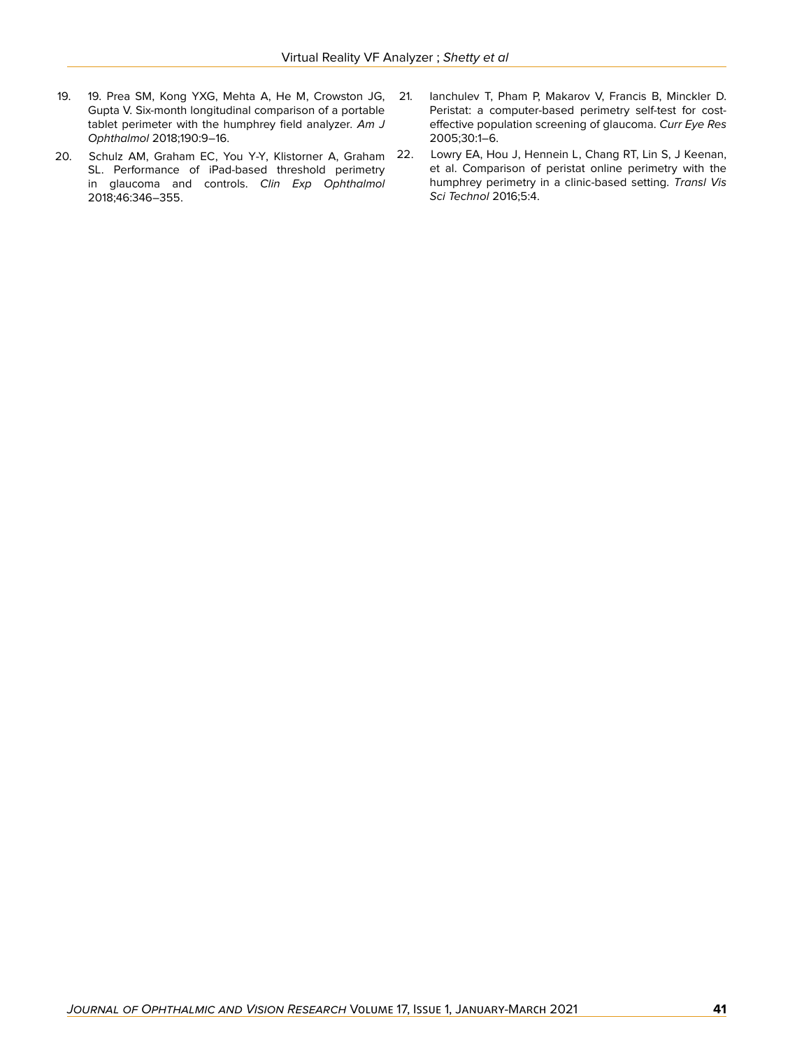19. 19. Prea SM, Kong YXG, Mehta A, He M, Crowston JG, Gupta V. Six-month longitudinal comparison of a portable tablet perimeter with the humphrey field analyzer. *Am J Ophthalmol* 2018;190:9–16.
20. Schulz AM, Graham EC, You Y-Y, Klistorner A, Graham SL. Performance of iPad-based threshold perimetry in glaucoma and controls. *Clin Exp Ophthalmol* 2018;46:346–355.
21. Ianchulev T, Pham P, Makarov V, Francis B, Minckler D. Peristat: a computer-based perimetry self-test for cost-effective population screening of glaucoma. *Curr Eye Res* 2005;30:1–6.
22. Lowry EA, Hou J, Hennein L, Chang RT, Lin S, J Keenan, et al. Comparison of peristat online perimetry with the humphrey perimetry in a clinic-based setting. *Transl Vis Sci Technol* 2016;5:4.